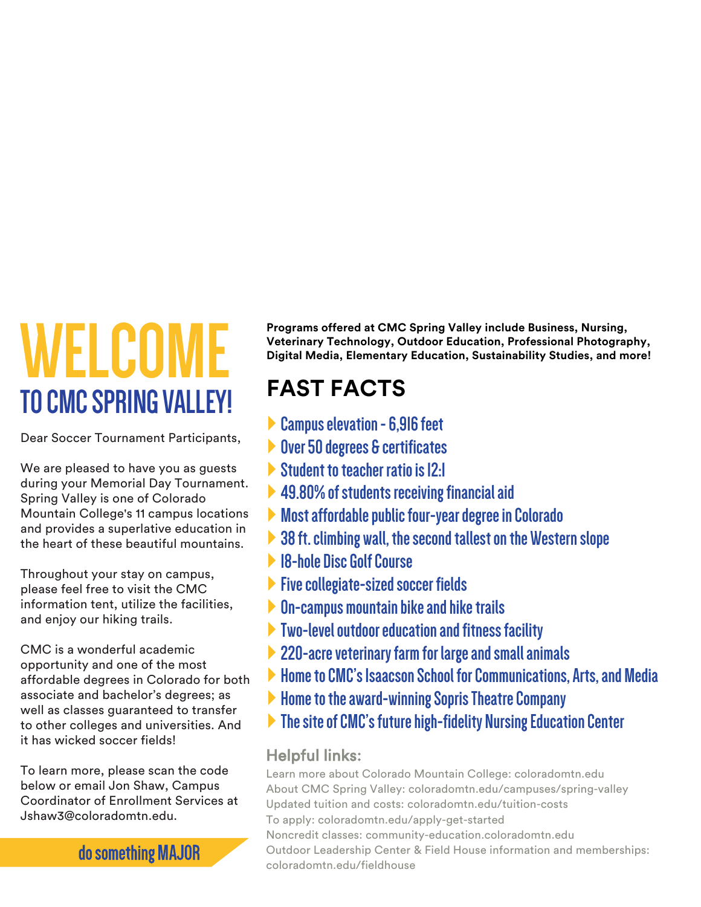# WELCOME

## TO CMC SPRING VALLEY!

Dear Soccer Tournament Participants,

We are pleased to have you as guests during your Memorial Day Tournament. Spring Valley is one of Colorado Mountain College's 11 campus locations and provides a superlative education in the heart of these beautiful mountains.

Throughout your stay on campus, please feel free to visit the CMC information tent, utilize the facilities, and enjoy our hiking trails.

CMC is a wonderful academic opportunity and one of the most affordable degrees in Colorado for both associate and bachelor's degrees; as well as classes guaranteed to transfer to other colleges and universities. And it has wicked soccer fields!

To learn more, please scan the code below or email Jon Shaw, Campus Coordinator of Enrollment Services at Jshaw3@coloradomtn.edu.

do something MAJOR

**Programs offered at CMC Spring Valley include Business, Nursing, Veterinary Technology, Outdoor Education, Professional Photography, Digital Media, Elementary Education, Sustainability Studies, and more!**

## FAST FACTS

- Campus elevation - 6,916 feet
- Over 50 degrees & certificates
- Student to teacher ratio is 12:1
- 49.80% of students receiving financial aid
- Most affordable public four-year degree in Colorado
- 38 ft. climbing wall, the second tallest on the Western slope
- 18-hole Disc Golf Course
- Five collegiate-sized soccer fields
- On-campus mountain bike and hike trails
- Two-level outdoor education and fitness facility
- 220-acre veterinary farm for large and small animals
- Home to CMC's Isaacson School for Communications, Arts, and Media
- Home to the award-winning Sopris Theatre Company
- The site of CMC's future high-fidelity Nursing Education Center

### Helpful links:

Learn more about Colorado Mountain College: coloradomtn.edu
About CMC Spring Valley: coloradomtn.edu/campuses/spring-valley
Updated tuition and costs: coloradomtn.edu/tuition-costs
To apply: coloradomtn.edu/apply-get-started
Noncredit classes: community-education.coloradomtn.edu
Outdoor Leadership Center & Field House information and memberships: coloradomtn.edu/fieldhouse